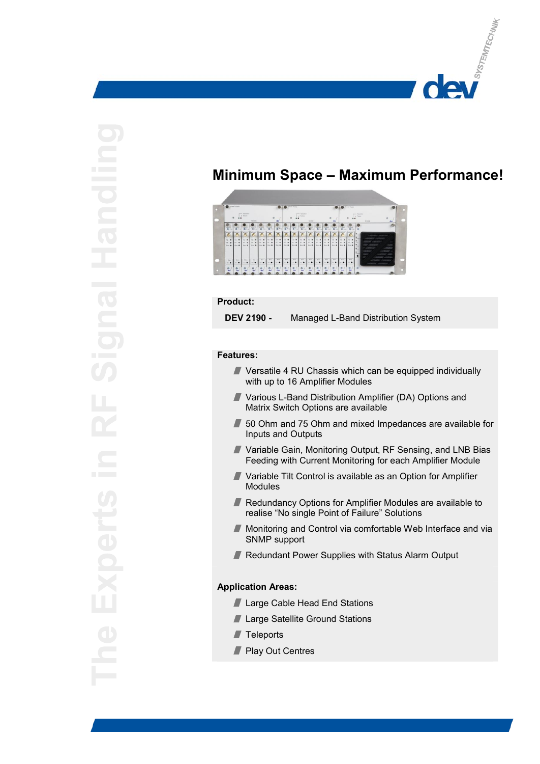# Minimum Space – Maximum Performance!

**Product:**

**DEV 2190 -** Managed L-Band Distribution System

**Features:**

- Versatile 4 RU Chassis which can be equipped individually with up to 16 Amplifier Modules
- Various L-Band Distribution Amplifier (DA) Options and Matrix Switch Options are available
- 50 Ohm and 75 Ohm and mixed Impedances are available for Inputs and Outputs
- Variable Gain, Monitoring Output, RF Sensing, and LNB Bias Feeding with Current Monitoring for each Amplifier Module
- Variable Tilt Control is available as an Option for Amplifier Modules
- Redundancy Options for Amplifier Modules are available to realise “No single Point of Failure” Solutions
- Monitoring and Control via comfortable Web Interface and via SNMP support
- Redundant Power Supplies with Status Alarm Output

**Application Areas:**

- Large Cable Head End Stations
- Large Satellite Ground Stations
- Teleports
- Play Out Centres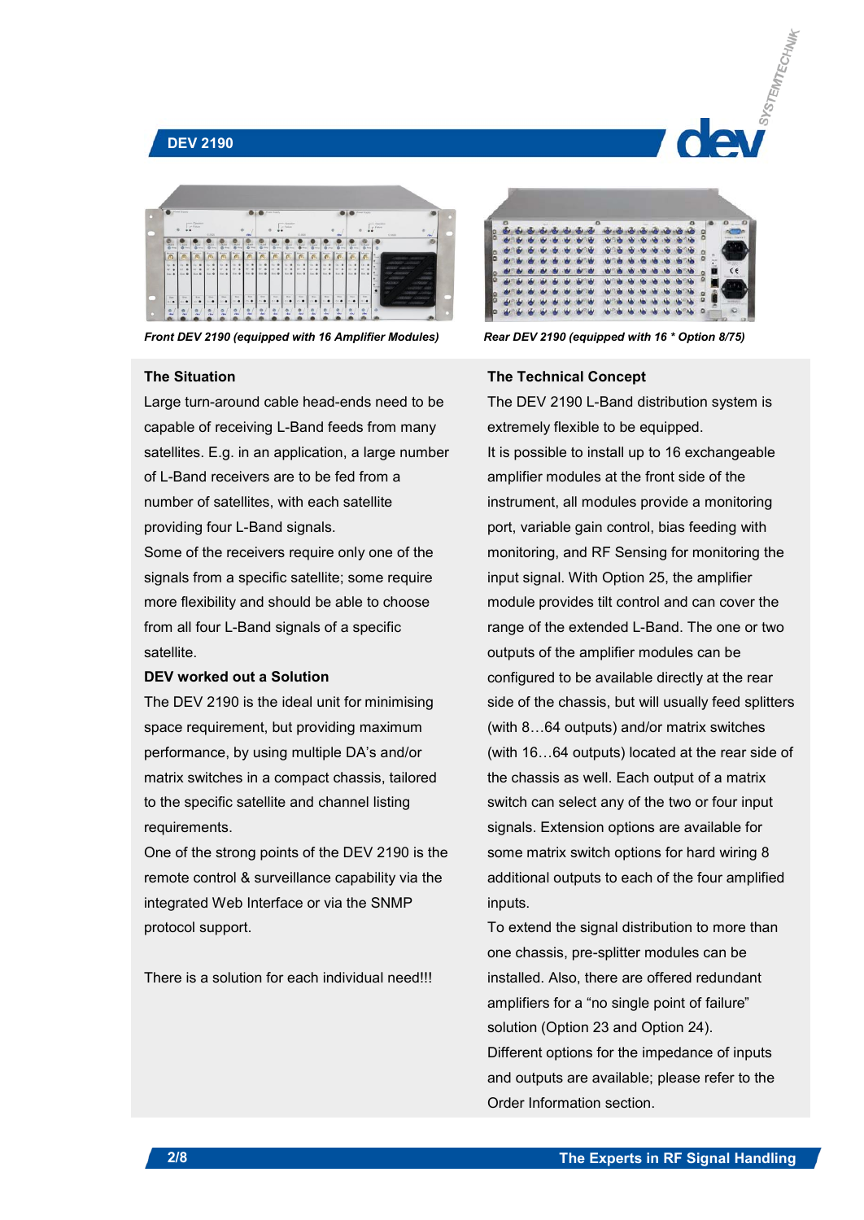*Front DEV 2190 (equipped with 16 Amplifier Modules)*

*Rear DEV 2190 (equipped with 16 * Option 8/75)*

### The Situation

Large turn-around cable head-ends need to be capable of receiving L-Band feeds from many satellites. E.g. in an application, a large number of L-Band receivers are to be fed from a number of satellites, with each satellite providing four L-Band signals.

Some of the receivers require only one of the signals from a specific satellite; some require more flexibility and should be able to choose from all four L-Band signals of a specific satellite.

### DEV worked out a Solution

The DEV 2190 is the ideal unit for minimising space requirement, but providing maximum performance, by using multiple DA's and/or matrix switches in a compact chassis, tailored to the specific satellite and channel listing requirements.

One of the strong points of the DEV 2190 is the remote control & surveillance capability via the integrated Web Interface or via the SNMP protocol support.

There is a solution for each individual need!!!

### The Technical Concept

The DEV 2190 L-Band distribution system is extremely flexible to be equipped.

It is possible to install up to 16 exchangeable amplifier modules at the front side of the instrument, all modules provide a monitoring port, variable gain control, bias feeding with monitoring, and RF Sensing for monitoring the input signal. With Option 25, the amplifier module provides tilt control and can cover the range of the extended L-Band. The one or two outputs of the amplifier modules can be configured to be available directly at the rear side of the chassis, but will usually feed splitters (with 8…64 outputs) and/or matrix switches (with 16…64 outputs) located at the rear side of the chassis as well. Each output of a matrix switch can select any of the two or four input signals. Extension options are available for some matrix switch options for hard wiring 8 additional outputs to each of the four amplified inputs.

To extend the signal distribution to more than one chassis, pre-splitter modules can be installed. Also, there are offered redundant amplifiers for a "no single point of failure" solution (Option 23 and Option 24).

Different options for the impedance of inputs and outputs are available; please refer to the Order Information section.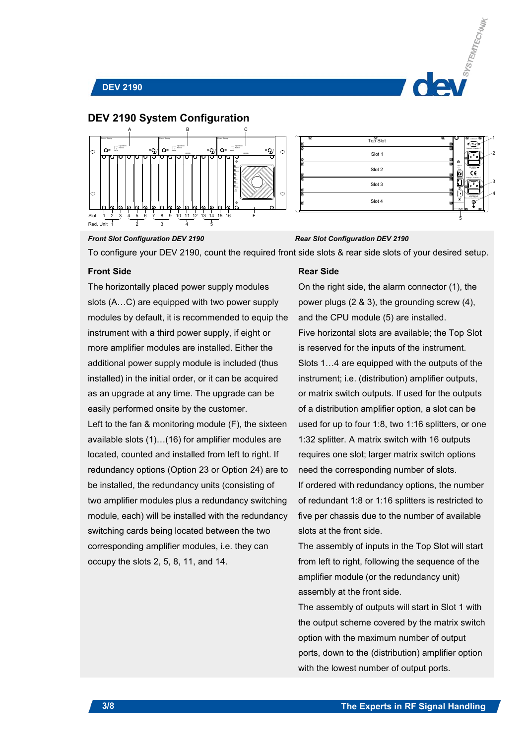## DEV 2190 System Configuration

*Front Slot Configuration DEV 2190*

*Rear Slot Configuration DEV 2190*

To configure your DEV 2190, count the required front side slots & rear side slots of your desired setup.

### Front Side

The horizontally placed power supply modules slots (A…C) are equipped with two power supply modules by default, it is recommended to equip the instrument with a third power supply, if eight or more amplifier modules are installed. Either the additional power supply module is included (thus installed) in the initial order, or it can be acquired as an upgrade at any time. The upgrade can be easily performed onsite by the customer.

Left to the fan & monitoring module (F), the sixteen available slots (1)…(16) for amplifier modules are located, counted and installed from left to right. If redundancy options (Option 23 or Option 24) are to be installed, the redundancy units (consisting of two amplifier modules plus a redundancy switching module, each) will be installed with the redundancy switching cards being located between the two corresponding amplifier modules, i.e. they can occupy the slots 2, 5, 8, 11, and 14.

### Rear Side

On the right side, the alarm connector (1), the power plugs (2 & 3), the grounding screw (4), and the CPU module (5) are installed.

Five horizontal slots are available; the Top Slot is reserved for the inputs of the instrument. Slots 1…4 are equipped with the outputs of the instrument; i.e. (distribution) amplifier outputs, or matrix switch outputs. If used for the outputs of a distribution amplifier option, a slot can be used for up to four 1:8, two 1:16 splitters, or one 1:32 splitter. A matrix switch with 16 outputs requires one slot; larger matrix switch options need the corresponding number of slots.

If ordered with redundancy options, the number of redundant 1:8 or 1:16 splitters is restricted to five per chassis due to the number of available slots at the front side.

The assembly of inputs in the Top Slot will start from left to right, following the sequence of the amplifier module (or the redundancy unit) assembly at the front side.

The assembly of outputs will start in Slot 1 with the output scheme covered by the matrix switch option with the maximum number of output ports, down to the (distribution) amplifier option with the lowest number of output ports.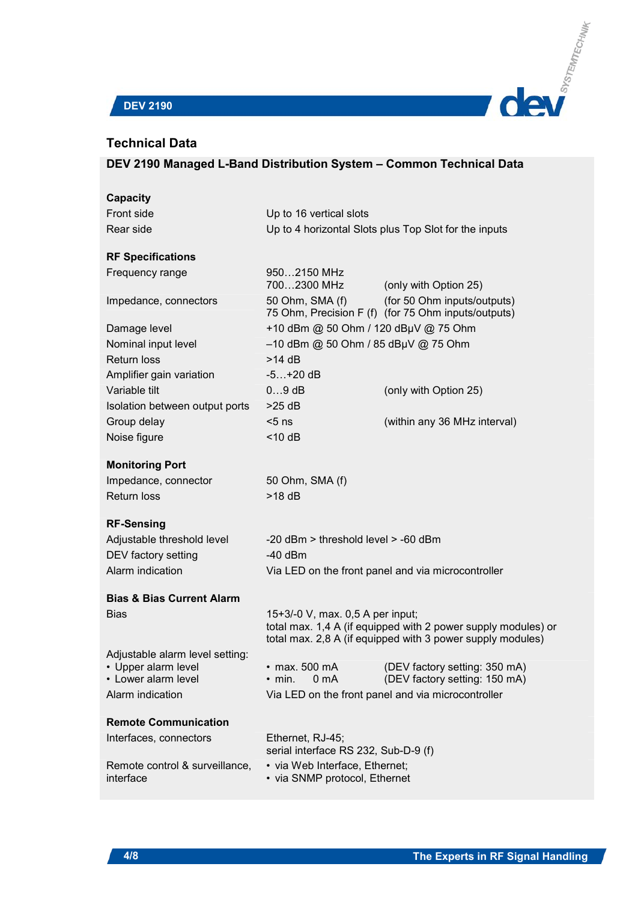## Technical Data

### DEV 2190 Managed L-Band Distribution System – Common Technical Data

| | | |
|---|---|---|
| **Capacity** | | |
| Front side | Up to 16 vertical slots | |
| Rear side | Up to 4 horizontal Slots plus Top Slot for the inputs | |
| **RF Specifications** | | |
| Frequency range | 950…2150 MHz | |
| | 700…2300 MHz | (only with Option 25) |
| Impedance, connectors | 50 Ohm, SMA (f) | (for 50 Ohm inputs/outputs) |
| | 75 Ohm, Precision F (f) | (for 75 Ohm inputs/outputs) |
| Damage level | +10 dBm @ 50 Ohm / 120 dBµV @ 75 Ohm | |
| Nominal input level | –10 dBm @ 50 Ohm / 85 dBµV @ 75 Ohm | |
| Return loss | >14 dB | |
| Amplifier gain variation | -5…+20 dB | |
| Variable tilt | 0…9 dB | (only with Option 25) |
| Isolation between output ports | >25 dB | |
| Group delay | <5 ns | (within any 36 MHz interval) |
| Noise figure | <10 dB | |
| **Monitoring Port** | | |
| Impedance, connector | 50 Ohm, SMA (f) | |
| Return loss | >18 dB | |
| **RF-Sensing** | | |
| Adjustable threshold level | -20 dBm > threshold level > -60 dBm | |
| DEV factory setting | -40 dBm | |
| Alarm indication | Via LED on the front panel and via microcontroller | |
| **Bias & Bias Current Alarm** | | |
| Bias | 15+3/-0 V, max. 0,5 A per input; total max. 1,4 A (if equipped with 2 power supply modules) or total max. 2,8 A (if equipped with 3 power supply modules) | |
| Adjustable alarm level setting: | | |
| • Upper alarm level | • max. 500 mA | (DEV factory setting: 350 mA) |
| • Lower alarm level | • min. 0 mA | (DEV factory setting: 150 mA) |
| Alarm indication | Via LED on the front panel and via microcontroller | |
| **Remote Communication** | | |
| Interfaces, connectors | Ethernet, RJ-45; serial interface RS 232, Sub-D-9 (f) | |
| Remote control & surveillance, interface | • via Web Interface, Ethernet; • via SNMP protocol, Ethernet | |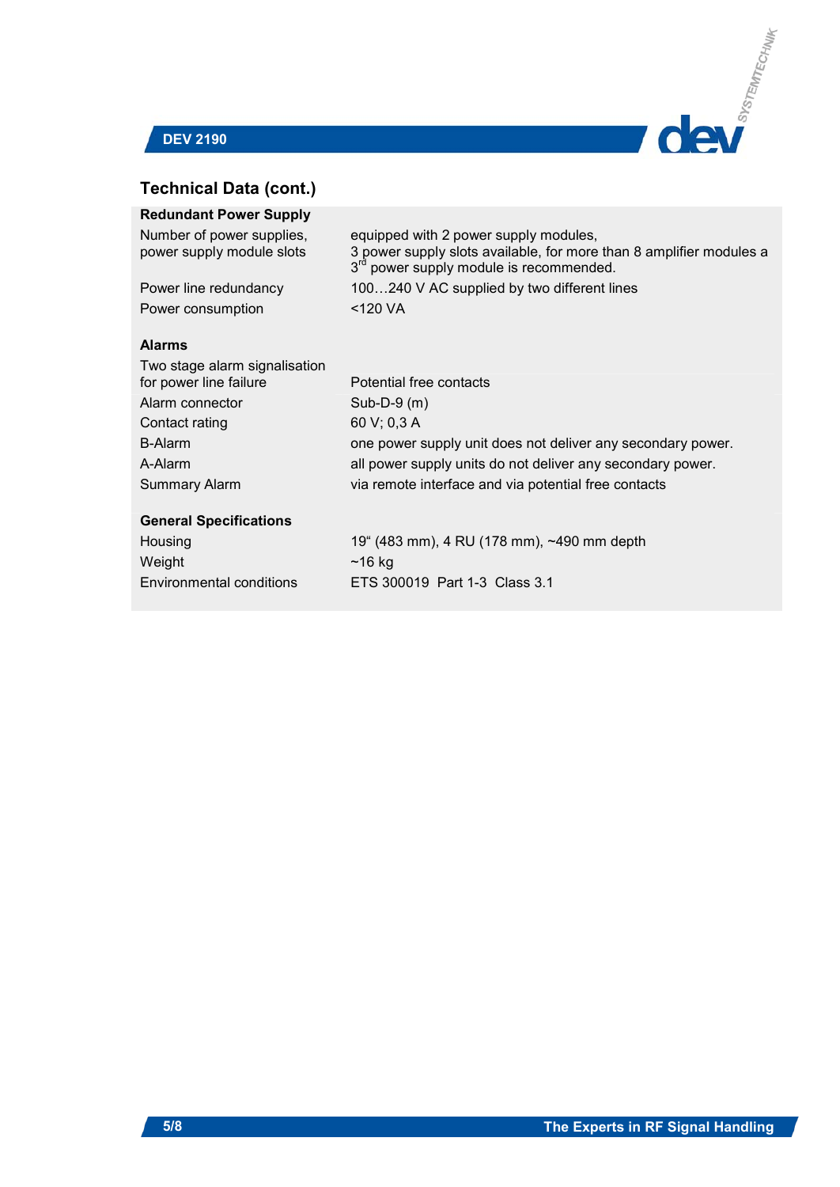## Technical Data (cont.)

| Redundant Power Supply | |
|---|---|
| Number of power supplies, power supply module slots | equipped with 2 power supply modules, 3 power supply slots available, for more than 8 amplifier modules a 3rd power supply module is recommended. |
| Power line redundancy | 100…240 V AC supplied by two different lines |
| Power consumption | <120 VA |
| **Alarms** | |
| Two stage alarm signalisation for power line failure | Potential free contacts |
| Alarm connector | Sub-D-9 (m) |
| Contact rating | 60 V; 0,3 A |
| B-Alarm | one power supply unit does not deliver any secondary power. |
| A-Alarm | all power supply units do not deliver any secondary power. |
| Summary Alarm | via remote interface and via potential free contacts |
| **General Specifications** | |
| Housing | 19“ (483 mm), 4 RU (178 mm), ~490 mm depth |
| Weight | ~16 kg |
| Environmental conditions | ETS 300019 Part 1-3 Class 3.1 |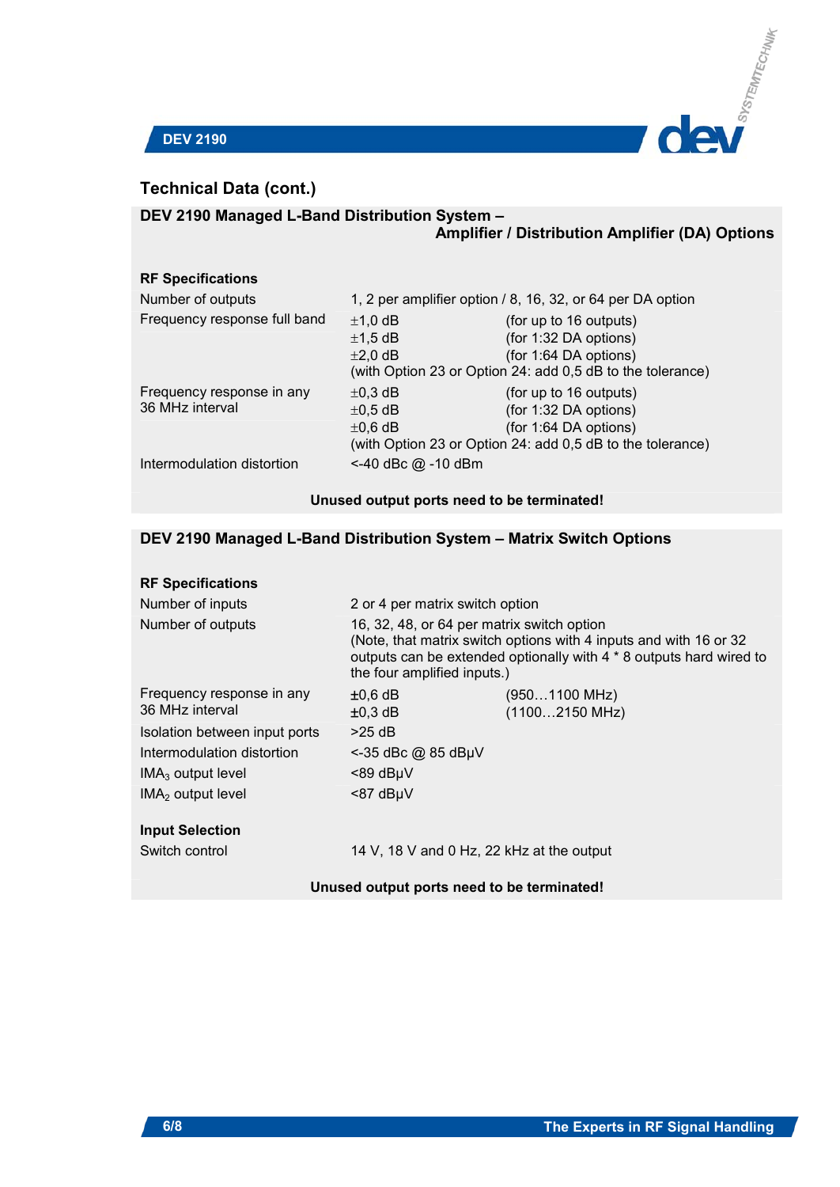## Technical Data (cont.)

### DEV 2190 Managed L-Band Distribution System – Amplifier / Distribution Amplifier (DA) Options

**RF Specifications**

| | | |
|---|---|---|
| Number of outputs | 1, 2 per amplifier option / 8, 16, 32, or 64 per DA option | |
| Frequency response full band | ±1,0 dB | (for up to 16 outputs) |
| | ±1,5 dB | (for 1:32 DA options) |
| | ±2,0 dB | (for 1:64 DA options) |
| | (with Option 23 or Option 24: add 0,5 dB to the tolerance) | |
| Frequency response in any 36 MHz interval | ±0,3 dB | (for up to 16 outputs) |
| | ±0,5 dB | (for 1:32 DA options) |
| | ±0,6 dB | (for 1:64 DA options) |
| | (with Option 23 or Option 24: add 0,5 dB to the tolerance) | |
| Intermodulation distortion | <-40 dBc @ -10 dBm | |

**Unused output ports need to be terminated!**

### DEV 2190 Managed L-Band Distribution System – Matrix Switch Options

**RF Specifications**

| | | |
|---|---|---|
| Number of inputs | 2 or 4 per matrix switch option | |
| Number of outputs | 16, 32, 48, or 64 per matrix switch option (Note, that matrix switch options with 4 inputs and with 16 or 32 outputs can be extended optionally with 4 * 8 outputs hard wired to the four amplified inputs.) | |
| Frequency response in any 36 MHz interval | ±0,6 dB | (950…1100 MHz) |
| | ±0,3 dB | (1100…2150 MHz) |
| Isolation between input ports | >25 dB | |
| Intermodulation distortion | <-35 dBc @ 85 dBµV | |
| $IMA_3$ output level | <89 dBµV | |
| $IMA_2$ output level | <87 dBµV | |

**Input Selection**

| | |
|---|---|
| Switch control | 14 V, 18 V and 0 Hz, 22 kHz at the output |

**Unused output ports need to be terminated!**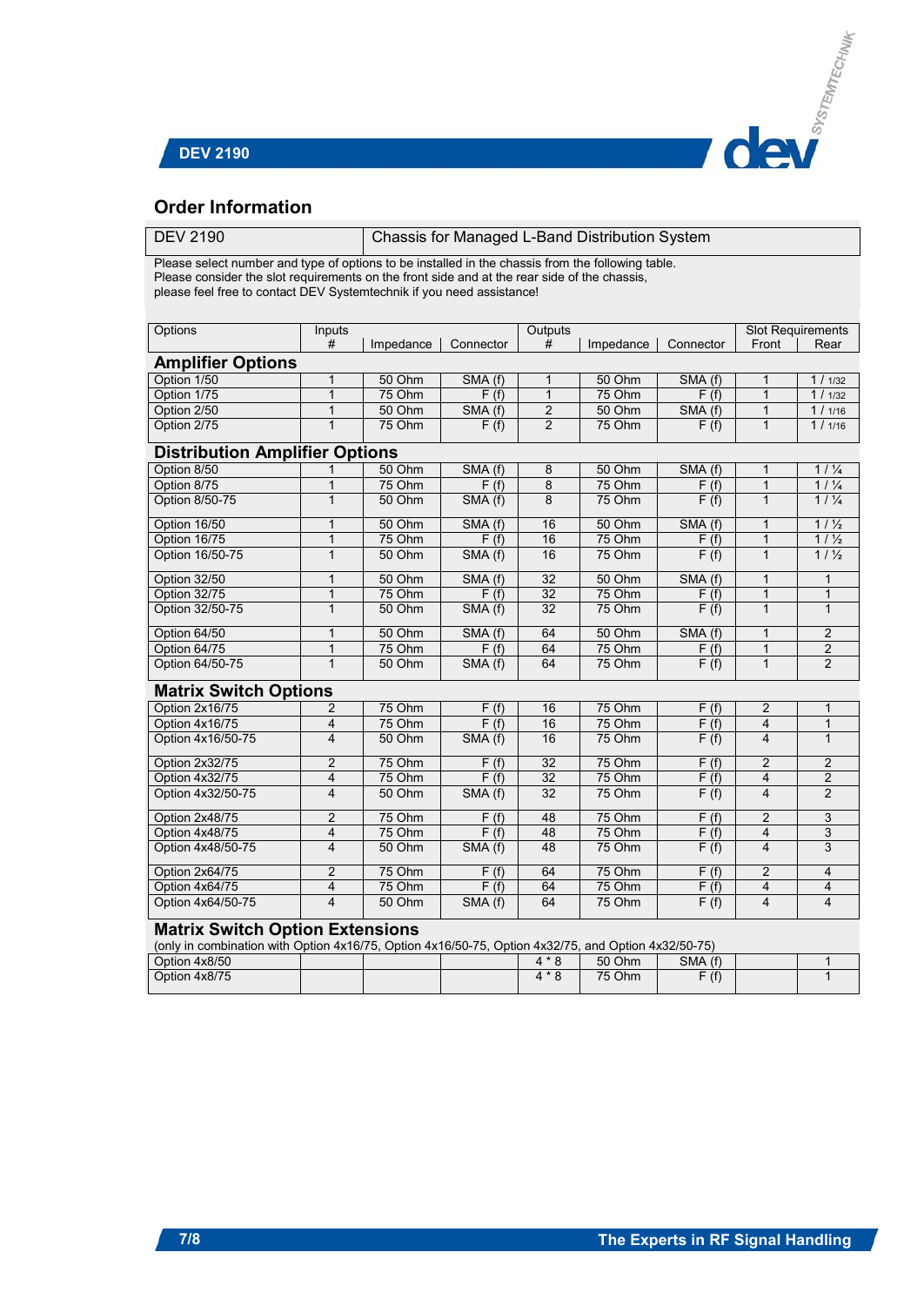## Order Information

| DEV 2190 | Chassis for Managed L-Band Distribution System |
|---|---|

Please select number and type of options to be installed in the chassis from the following table.
Please consider the slot requirements on the front side and at the rear side of the chassis,
please feel free to contact DEV Systemtechnik if you need assistance!

| Options | Inputs | | | Outputs | | | Slot Requirements | |
|---|---|---|---|---|---|---|---|---|
| | # | Impedance | Connector | # | Impedance | Connector | Front | Rear |
| **Amplifier Options** | | | | | | | | |
| Option 1/50 | 1 | 50 Ohm | SMA (f) | 1 | 50 Ohm | SMA (f) | 1 | 1 / 1/32 |
| Option 1/75 | 1 | 75 Ohm | F (f) | 1 | 75 Ohm | F (f) | 1 | 1 / 1/32 |
| Option 2/50 | 1 | 50 Ohm | SMA (f) | 2 | 50 Ohm | SMA (f) | 1 | 1 / 1/16 |
| Option 2/75 | 1 | 75 Ohm | F (f) | 2 | 75 Ohm | F (f) | 1 | 1 / 1/16 |
| **Distribution Amplifier Options** | | | | | | | | |
| Option 8/50 | 1 | 50 Ohm | SMA (f) | 8 | 50 Ohm | SMA (f) | 1 | 1 / ¼ |
| Option 8/75 | 1 | 75 Ohm | F (f) | 8 | 75 Ohm | F (f) | 1 | 1 / ¼ |
| Option 8/50-75 | 1 | 50 Ohm | SMA (f) | 8 | 75 Ohm | F (f) | 1 | 1 / ¼ |
| Option 16/50 | 1 | 50 Ohm | SMA (f) | 16 | 50 Ohm | SMA (f) | 1 | 1 / ½ |
| Option 16/75 | 1 | 75 Ohm | F (f) | 16 | 75 Ohm | F (f) | 1 | 1 / ½ |
| Option 16/50-75 | 1 | 50 Ohm | SMA (f) | 16 | 75 Ohm | F (f) | 1 | 1 / ½ |
| Option 32/50 | 1 | 50 Ohm | SMA (f) | 32 | 50 Ohm | SMA (f) | 1 | 1 |
| Option 32/75 | 1 | 75 Ohm | F (f) | 32 | 75 Ohm | F (f) | 1 | 1 |
| Option 32/50-75 | 1 | 50 Ohm | SMA (f) | 32 | 75 Ohm | F (f) | 1 | 1 |
| Option 64/50 | 1 | 50 Ohm | SMA (f) | 64 | 50 Ohm | SMA (f) | 1 | 2 |
| Option 64/75 | 1 | 75 Ohm | F (f) | 64 | 75 Ohm | F (f) | 1 | 2 |
| Option 64/50-75 | 1 | 50 Ohm | SMA (f) | 64 | 75 Ohm | F (f) | 1 | 2 |
| **Matrix Switch Options** | | | | | | | | |
| Option 2x16/75 | 2 | 75 Ohm | F (f) | 16 | 75 Ohm | F (f) | 2 | 1 |
| Option 4x16/75 | 4 | 75 Ohm | F (f) | 16 | 75 Ohm | F (f) | 4 | 1 |
| Option 4x16/50-75 | 4 | 50 Ohm | SMA (f) | 16 | 75 Ohm | F (f) | 4 | 1 |
| Option 2x32/75 | 2 | 75 Ohm | F (f) | 32 | 75 Ohm | F (f) | 2 | 2 |
| Option 4x32/75 | 4 | 75 Ohm | F (f) | 32 | 75 Ohm | F (f) | 4 | 2 |
| Option 4x32/50-75 | 4 | 50 Ohm | SMA (f) | 32 | 75 Ohm | F (f) | 4 | 2 |
| Option 2x48/75 | 2 | 75 Ohm | F (f) | 48 | 75 Ohm | F (f) | 2 | 3 |
| Option 4x48/75 | 4 | 75 Ohm | F (f) | 48 | 75 Ohm | F (f) | 4 | 3 |
| Option 4x48/50-75 | 4 | 50 Ohm | SMA (f) | 48 | 75 Ohm | F (f) | 4 | 3 |
| Option 2x64/75 | 2 | 75 Ohm | F (f) | 64 | 75 Ohm | F (f) | 2 | 4 |
| Option 4x64/75 | 4 | 75 Ohm | F (f) | 64 | 75 Ohm | F (f) | 4 | 4 |
| Option 4x64/50-75 | 4 | 50 Ohm | SMA (f) | 64 | 75 Ohm | F (f) | 4 | 4 |
| **Matrix Switch Option Extensions** (only in combination with Option 4x16/75, Option 4x16/50-75, Option 4x32/75, and Option 4x32/50-75) | | | | | | | | |
| Option 4x8/50 | | | | 4 * 8 | 50 Ohm | SMA (f) | | 1 |
| Option 4x8/75 | | | | 4 * 8 | 75 Ohm | F (f) | | 1 |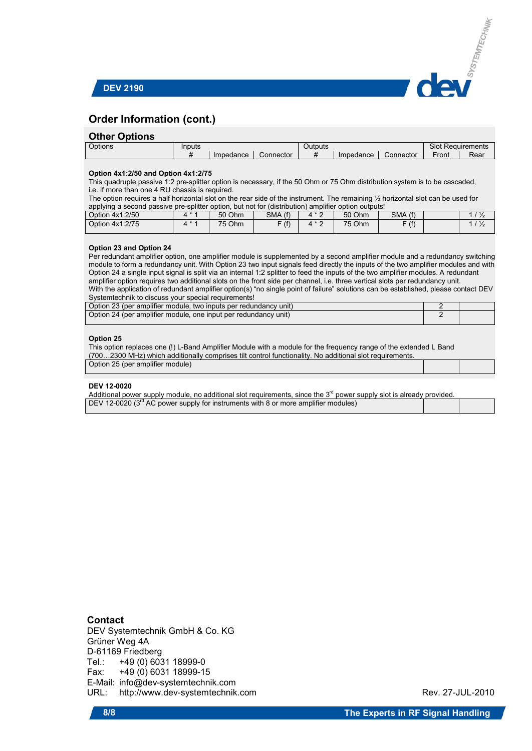## Order Information (cont.)

### Other Options

| Options | Inputs | | | Outputs | | | Slot Requirements | |
|---|---|---|---|---|---|---|---|---|
| | # | Impedance | Connector | # | Impedance | Connector | Front | Rear |

**Option 4x1:2/50 and Option 4x1:2/75**

This quadruple passive 1:2 pre-splitter option is necessary, if the 50 Ohm or 75 Ohm distribution system is to be cascaded, i.e. if more than one 4 RU chassis is required.
The option requires a half horizontal slot on the rear side of the instrument. The remaining ½ horizontal slot can be used for applying a second passive pre-splitter option, but not for (distribution) amplifier option outputs!

| | | | | | | | | |
|---|---|---|---|---|---|---|---|---|
| Option 4x1:2/50 | 4 * 1 | 50 Ohm | SMA (f) | 4 * 2 | 50 Ohm | SMA (f) | | 1 / ½ |
| Option 4x1:2/75 | 4 * 1 | 75 Ohm | F (f) | 4 * 2 | 75 Ohm | F (f) | | 1 / ½ |

**Option 23 and Option 24**

Per redundant amplifier option, one amplifier module is supplemented by a second amplifier module and a redundancy switching module to form a redundancy unit. With Option 23 two input signals feed directly the inputs of the two amplifier modules and with Option 24 a single input signal is split via an internal 1:2 splitter to feed the inputs of the two amplifier modules. A redundant amplifier option requires two additional slots on the front side per channel, i.e. three vertical slots per redundancy unit.
With the application of redundant amplifier option(s) "no single point of failure" solutions can be established, please contact DEV Systemtechnik to discuss your special requirements!

| | | |
|---|---|---|
| Option 23 (per amplifier module, two inputs per redundancy unit) | 2 | |
| Option 24 (per amplifier module, one input per redundancy unit) | 2 | |

**Option 25**

This option replaces one (!) L-Band Amplifier Module with a module for the frequency range of the extended L Band (700…2300 MHz) which additionally comprises tilt control functionality. No additional slot requirements.

| | | |
|---|---|---|
| Option 25 (per amplifier module) | | |

**DEV 12-0020**

Additional power supply module, no additional slot requirements, since the 3rd power supply slot is already provided.

| | | |
|---|---|---|
| DEV 12-0020 (3rd AC power supply for instruments with 8 or more amplifier modules) | | |

### Contact

DEV Systemtechnik GmbH & Co. KG
Grüner Weg 4A
D-61169 Friedberg
Tel.: +49 (0) 6031 18999-0
Fax: +49 (0) 6031 18999-15
E-Mail: info@dev-systemtechnik.com
URL: http://www.dev-systemtechnik.com

Rev. 27-JUL-2010